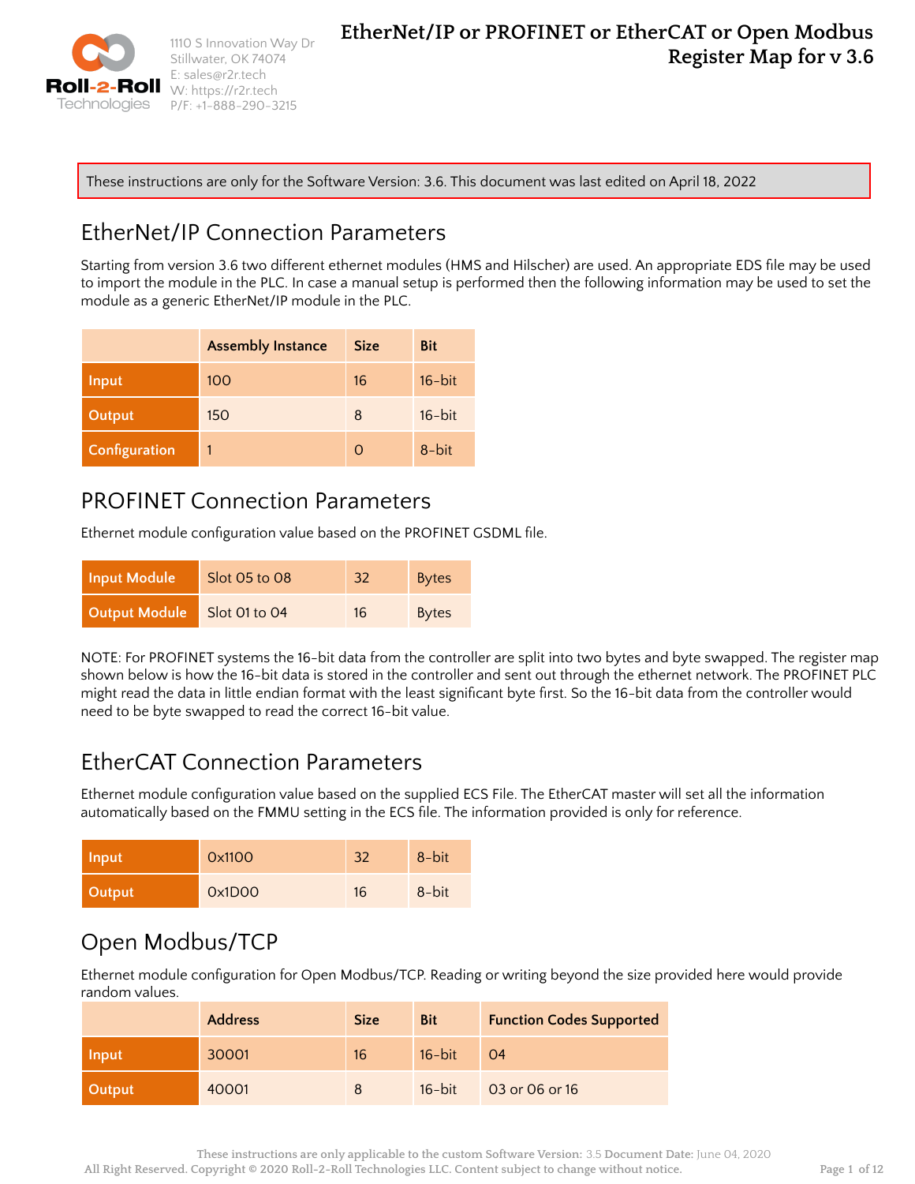# EtherNet/IP or PROFINET or EtherCAT or Open Modbus Register Map for v 3.6

These instructions are only for the Software Version: 3.6. This document was last edited on April 18, 2022

## EtherNet/IP Connection Parameters

Starting from version 3.6 two different ethernet modules (HMS and Hilscher) are used. An appropriate EDS file may be used to import the module in the PLC. In case a manual setup is performed then the following information may be used to set the module as a generic EtherNet/IP module in the PLC.

| | Assembly Instance | Size | Bit |
|---|---|---|---|
| **Input** | 100 | 16 | 16-bit |
| **Output** | 150 | 8 | 16-bit |
| **Configuration** | 1 | 0 | 8-bit |

## PROFINET Connection Parameters

Ethernet module configuration value based on the PROFINET GSDML file.

| | | | |
|---|---|---|---|
| **Input Module** | Slot 05 to 08 | 32 | Bytes |
| **Output Module** | Slot 01 to 04 | 16 | Bytes |

NOTE: For PROFINET systems the 16-bit data from the controller are split into two bytes and byte swapped. The register map shown below is how the 16-bit data is stored in the controller and sent out through the ethernet network. The PROFINET PLC might read the data in little endian format with the least significant byte first. So the 16-bit data from the controller would need to be byte swapped to read the correct 16-bit value.

## EtherCAT Connection Parameters

Ethernet module configuration value based on the supplied ECS File. The EtherCAT master will set all the information automatically based on the FMMU setting in the ECS file. The information provided is only for reference.

| | | | |
|---|---|---|---|
| **Input** | 0x1100 | 32 | 8-bit |
| **Output** | 0x1D00 | 16 | 8-bit |

## Open Modbus/TCP

Ethernet module configuration for Open Modbus/TCP. Reading or writing beyond the size provided here would provide random values.

| | Address | Size | Bit | Function Codes Supported |
|---|---|---|---|---|
| **Input** | 30001 | 16 | 16-bit | 04 |
| **Output** | 40001 | 8 | 16-bit | 03 or 06 or 16 |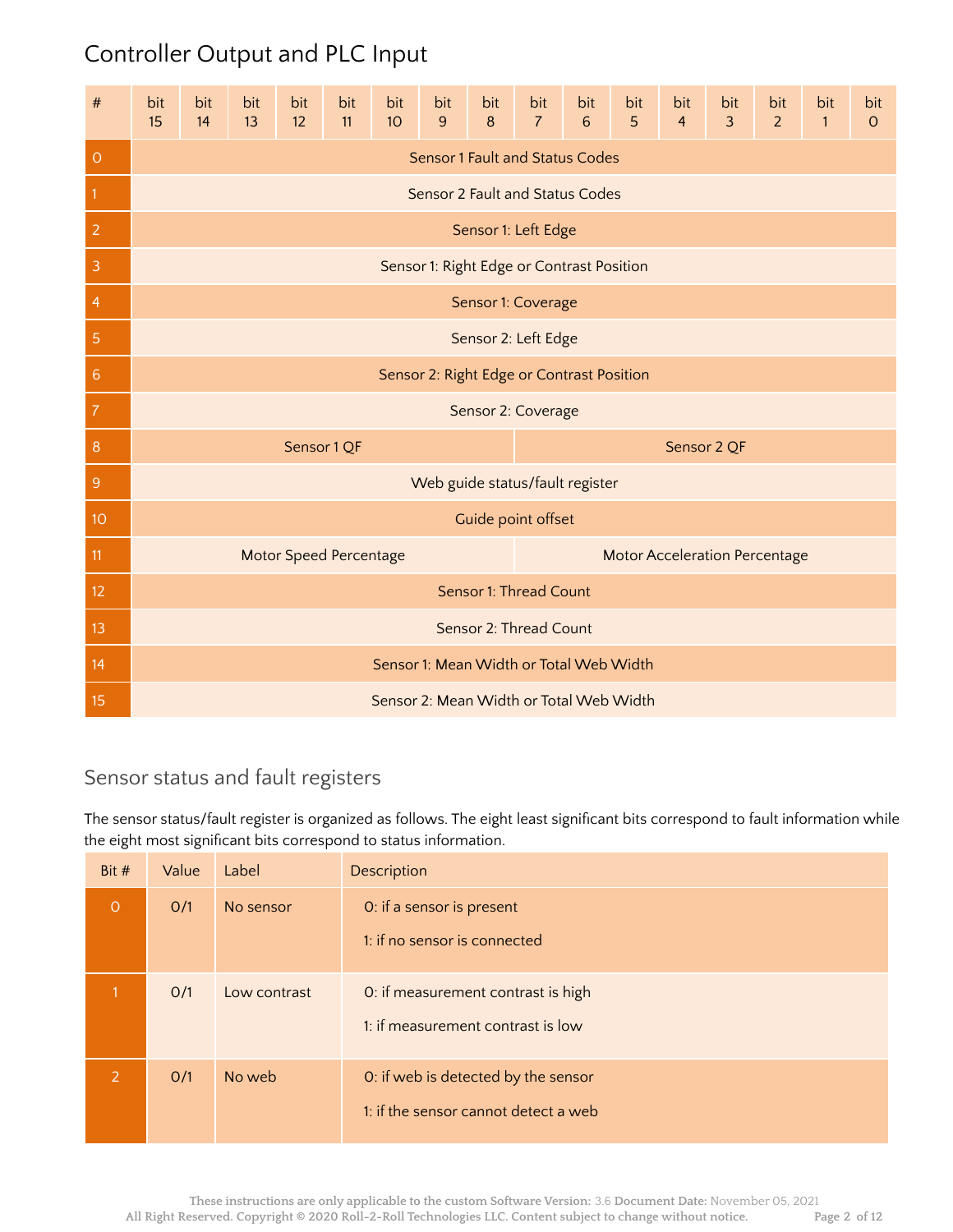# Controller Output and PLC Input

| # | bit 15 | bit 14 | bit 13 | bit 12 | bit 11 | bit 10 | bit 9 | bit 8 | bit 7 | bit 6 | bit 5 | bit 4 | bit 3 | bit 2 | bit 1 | bit 0 |
|---|---|---|---|---|---|---|---|---|---|---|---|---|---|---|---|---|
| 0 | Sensor 1 Fault and Status Codes | | | | | | | | | | | | | | | |
| 1 | Sensor 2 Fault and Status Codes | | | | | | | | | | | | | | | |
| 2 | Sensor 1: Left Edge | | | | | | | | | | | | | | | |
| 3 | Sensor 1: Right Edge or Contrast Position | | | | | | | | | | | | | | | |
| 4 | Sensor 1: Coverage | | | | | | | | | | | | | | | |
| 5 | Sensor 2: Left Edge | | | | | | | | | | | | | | | |
| 6 | Sensor 2: Right Edge or Contrast Position | | | | | | | | | | | | | | | |
| 7 | Sensor 2: Coverage | | | | | | | | | | | | | | | |
| 8 | Sensor 1 QF | | | | | | | | Sensor 2 QF | | | | | | | |
| 9 | Web guide status/fault register | | | | | | | | | | | | | | | |
| 10 | Guide point offset | | | | | | | | | | | | | | | |
| 11 | Motor Speed Percentage | | | | | | | | Motor Acceleration Percentage | | | | | | | |
| 12 | Sensor 1: Thread Count | | | | | | | | | | | | | | | |
| 13 | Sensor 2: Thread Count | | | | | | | | | | | | | | | |
| 14 | Sensor 1: Mean Width or Total Web Width | | | | | | | | | | | | | | | |
| 15 | Sensor 2: Mean Width or Total Web Width | | | | | | | | | | | | | | | |

## Sensor status and fault registers

The sensor status/fault register is organized as follows. The eight least significant bits correspond to fault information while the eight most significant bits correspond to status information.

| Bit # | Value | Label | Description |
|---|---|---|---|
| 0 | 0/1 | No sensor | 0: if a sensor is present<br>1: if no sensor is connected |
| 1 | 0/1 | Low contrast | 0: if measurement contrast is high<br>1: if measurement contrast is low |
| 2 | 0/1 | No web | 0: if web is detected by the sensor<br>1: if the sensor cannot detect a web |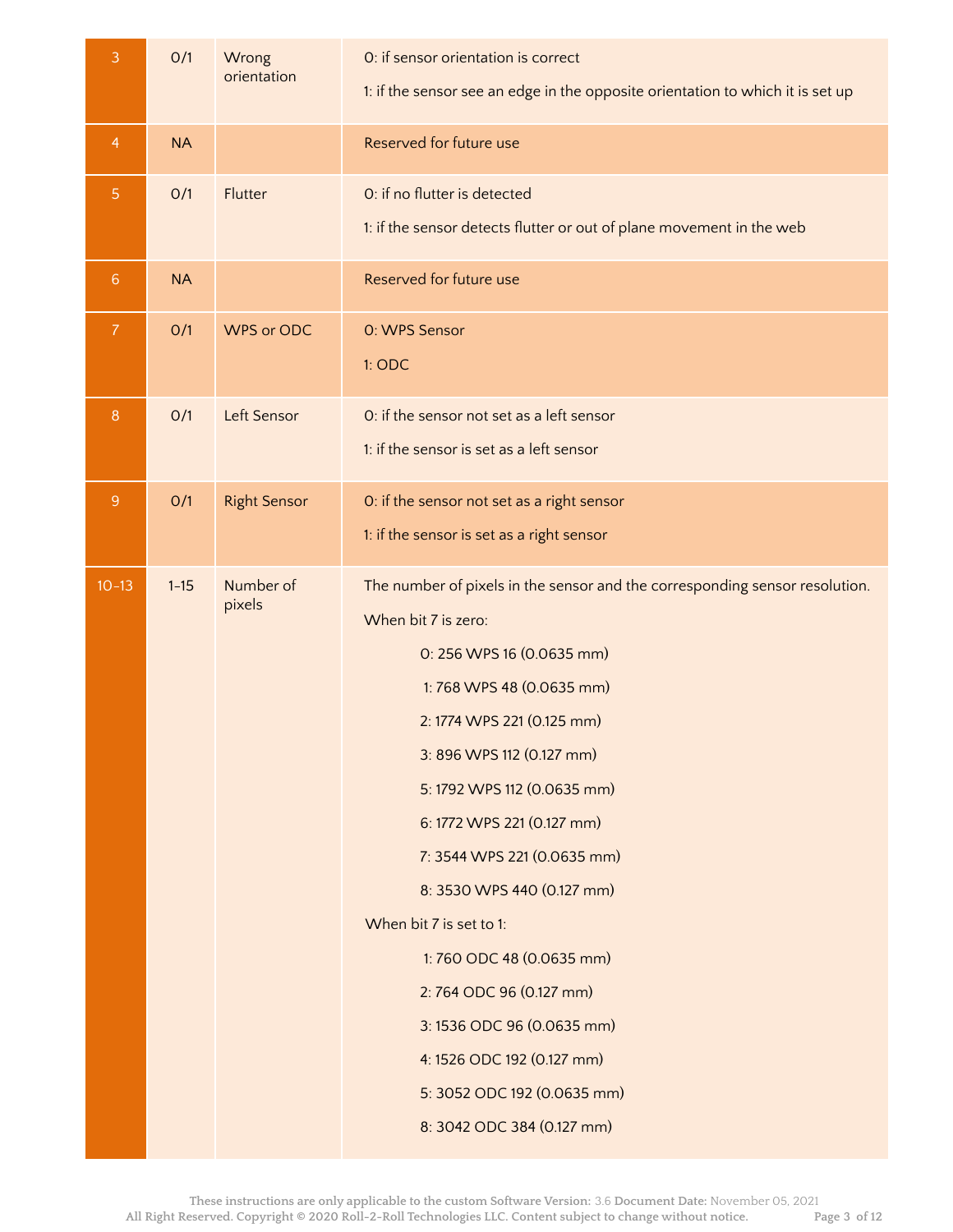| 3 | 0/1 | Wrong orientation | 0: if sensor orientation is correct<br>1: if the sensor see an edge in the opposite orientation to which it is set up |
|---|---|---|---|
| 4 | NA | | Reserved for future use |
| 5 | 0/1 | Flutter | 0: if no flutter is detected<br>1: if the sensor detects flutter or out of plane movement in the web |
| 6 | NA | | Reserved for future use |
| 7 | 0/1 | WPS or ODC | 0: WPS Sensor<br>1: ODC |
| 8 | 0/1 | Left Sensor | 0: if the sensor not set as a left sensor<br>1: if the sensor is set as a left sensor |
| 9 | 0/1 | Right Sensor | 0: if the sensor not set as a right sensor<br>1: if the sensor is set as a right sensor |
| 10-13 | 1-15 | Number of pixels | The number of pixels in the sensor and the corresponding sensor resolution.<br>When bit 7 is zero:<br>0: 256 WPS 16 (0.0635 mm)<br>1: 768 WPS 48 (0.0635 mm)<br>2: 1774 WPS 221 (0.125 mm)<br>3: 896 WPS 112 (0.127 mm)<br>5: 1792 WPS 112 (0.0635 mm)<br>6: 1772 WPS 221 (0.127 mm)<br>7: 3544 WPS 221 (0.0635 mm)<br>8: 3530 WPS 440 (0.127 mm)<br>When bit 7 is set to 1:<br>1: 760 ODC 48 (0.0635 mm)<br>2: 764 ODC 96 (0.127 mm)<br>3: 1536 ODC 96 (0.0635 mm)<br>4: 1526 ODC 192 (0.127 mm)<br>5: 3052 ODC 192 (0.0635 mm)<br>8: 3042 ODC 384 (0.127 mm) |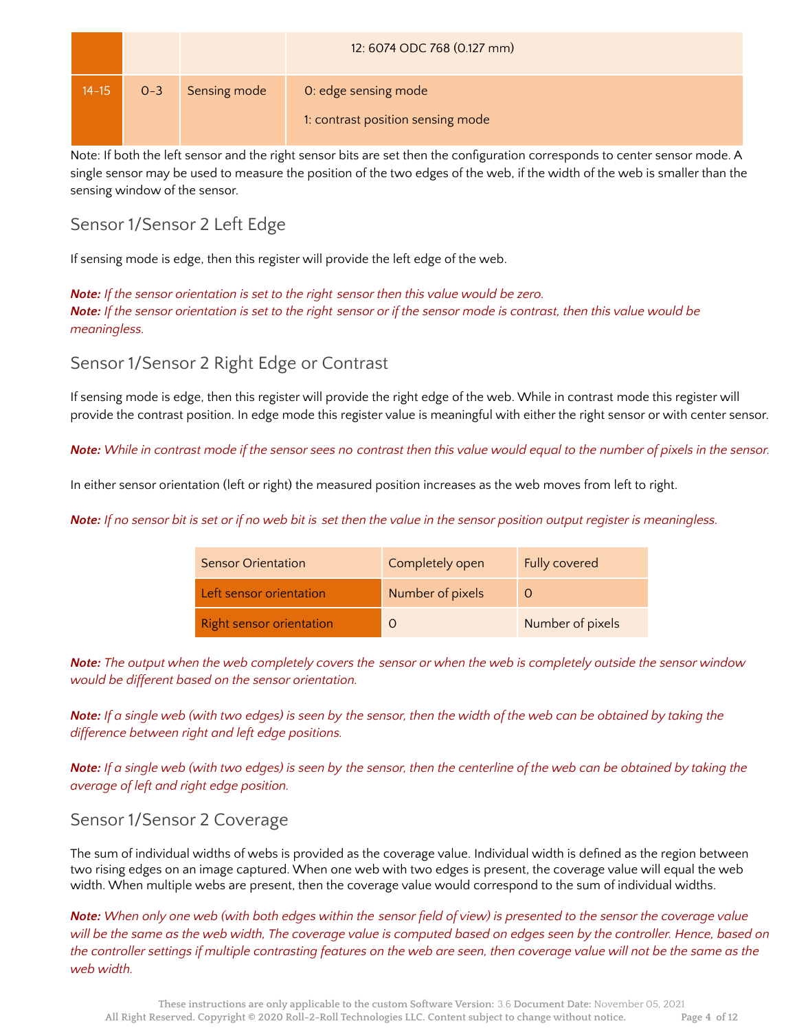|  |  |  | 12: 6074 ODC 768 (0.127 mm) |
|---|---|---|---|
| 14-15 | 0-3 | Sensing mode | 0: edge sensing mode<br>1: contrast position sensing mode |

Note: If both the left sensor and the right sensor bits are set then the configuration corresponds to center sensor mode. A single sensor may be used to measure the position of the two edges of the web, if the width of the web is smaller than the sensing window of the sensor.

## Sensor 1/Sensor 2 Left Edge

If sensing mode is edge, then this register will provide the left edge of the web.

***Note:*** *If the sensor orientation is set to the right sensor then this value would be zero.*
***Note:*** *If the sensor orientation is set to the right sensor or if the sensor mode is contrast, then this value would be meaningless.*

## Sensor 1/Sensor 2 Right Edge or Contrast

If sensing mode is edge, then this register will provide the right edge of the web. While in contrast mode this register will provide the contrast position. In edge mode this register value is meaningful with either the right sensor or with center sensor.

***Note:*** *While in contrast mode if the sensor sees no contrast then this value would equal to the number of pixels in the sensor.*

In either sensor orientation (left or right) the measured position increases as the web moves from left to right.

***Note:*** *If no sensor bit is set or if no web bit is set then the value in the sensor position output register is meaningless.*

| Sensor Orientation | Completely open | Fully covered |
|---|---|---|
| Left sensor orientation | Number of pixels | 0 |
| Right sensor orientation | 0 | Number of pixels |

***Note:*** *The output when the web completely covers the sensor or when the web is completely outside the sensor window would be different based on the sensor orientation.*

***Note:*** *If a single web (with two edges) is seen by the sensor, then the width of the web can be obtained by taking the difference between right and left edge positions.*

***Note:*** *If a single web (with two edges) is seen by the sensor, then the centerline of the web can be obtained by taking the average of left and right edge position.*

## Sensor 1/Sensor 2 Coverage

The sum of individual widths of webs is provided as the coverage value. Individual width is defined as the region between two rising edges on an image captured. When one web with two edges is present, the coverage value will equal the web width. When multiple webs are present, then the coverage value would correspond to the sum of individual widths.

***Note:*** *When only one web (with both edges within the sensor field of view) is presented to the sensor the coverage value will be the same as the web width, The coverage value is computed based on edges seen by the controller. Hence, based on the controller settings if multiple contrasting features on the web are seen, then coverage value will not be the same as the web width.*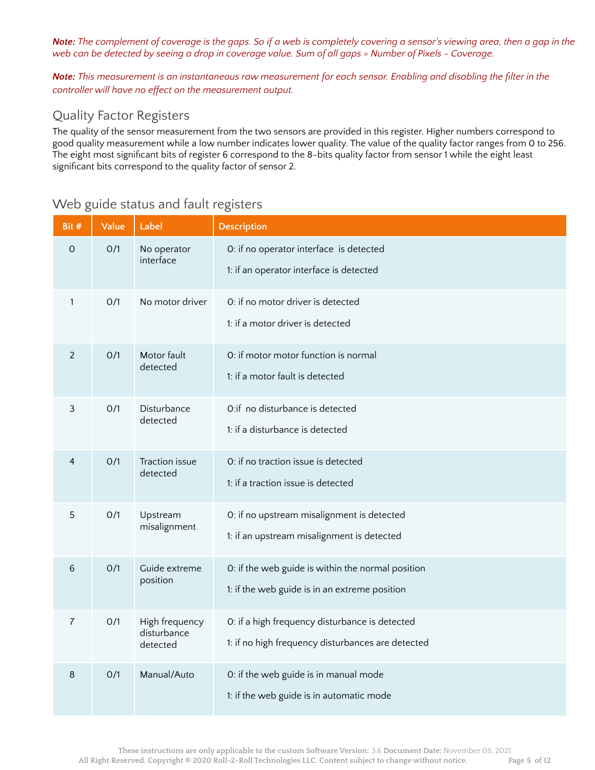***Note:*** *The complement of coverage is the gaps. So if a web is completely covering a sensor's viewing area, then a gap in the web can be detected by seeing a drop in coverage value. Sum of all gaps = Number of Pixels - Coverage.*

***Note:*** *This measurement is an instantaneous raw measurement for each sensor. Enabling and disabling the filter in the controller will have no effect on the measurement output.*

## Quality Factor Registers

The quality of the sensor measurement from the two sensors are provided in this register. Higher numbers correspond to good quality measurement while a low number indicates lower quality. The value of the quality factor ranges from 0 to 256. The eight most significant bits of register 6 correspond to the 8-bits quality factor from sensor 1 while the eight least significant bits correspond to the quality factor of sensor 2.

## Web guide status and fault registers

| Bit # | Value | Label | Description |
|---|---|---|---|
| 0 | 0/1 | No operator interface | 0: if no operator interface is detected<br>1: if an operator interface is detected |
| 1 | 0/1 | No motor driver | 0: if no motor driver is detected<br>1: if a motor driver is detected |
| 2 | 0/1 | Motor fault detected | 0: if motor motor function is normal<br>1: if a motor fault is detected |
| 3 | 0/1 | Disturbance detected | 0:if no disturbance is detected<br>1: if a disturbance is detected |
| 4 | 0/1 | Traction issue detected | 0: if no traction issue is detected<br>1: if a traction issue is detected |
| 5 | 0/1 | Upstream misalignment | 0: if no upstream misalignment is detected<br>1: if an upstream misalignment is detected |
| 6 | 0/1 | Guide extreme position | 0: if the web guide is within the normal position<br>1: if the web guide is in an extreme position |
| 7 | 0/1 | High frequency disturbance detected | 0: if a high frequency disturbance is detected<br>1: if no high frequency disturbances are detected |
| 8 | 0/1 | Manual/Auto | 0: if the web guide is in manual mode<br>1: if the web guide is in automatic mode |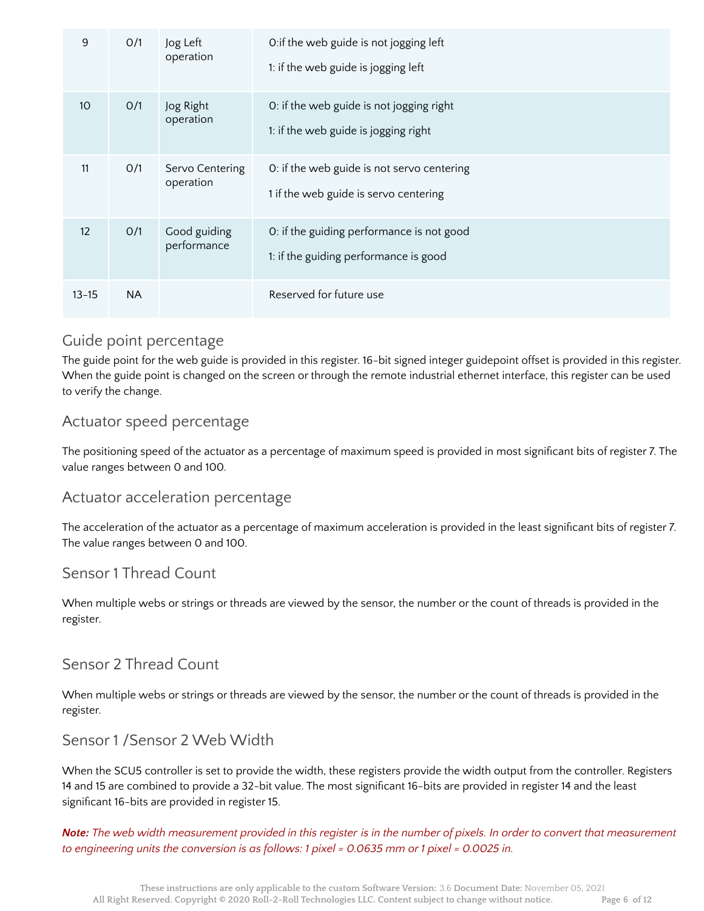| 9 | 0/1 | Jog Left operation | 0:if the web guide is not jogging left<br><br>1: if the web guide is jogging left |
|---|---|---|---|
| 10 | 0/1 | Jog Right operation | 0: if the web guide is not jogging right<br><br>1: if the web guide is jogging right |
| 11 | 0/1 | Servo Centering operation | 0: if the web guide is not servo centering<br><br>1 if the web guide is servo centering |
| 12 | 0/1 | Good guiding performance | 0: if the guiding performance is not good<br><br>1: if the guiding performance is good |
| 13-15 | NA | | Reserved for future use |

## Guide point percentage

The guide point for the web guide is provided in this register. 16-bit signed integer guidepoint offset is provided in this register. When the guide point is changed on the screen or through the remote industrial ethernet interface, this register can be used to verify the change.

## Actuator speed percentage

The positioning speed of the actuator as a percentage of maximum speed is provided in most significant bits of register 7. The value ranges between 0 and 100.

## Actuator acceleration percentage

The acceleration of the actuator as a percentage of maximum acceleration is provided in the least significant bits of register 7. The value ranges between 0 and 100.

## Sensor 1 Thread Count

When multiple webs or strings or threads are viewed by the sensor, the number or the count of threads is provided in the register.

## Sensor 2 Thread Count

When multiple webs or strings or threads are viewed by the sensor, the number or the count of threads is provided in the register.

## Sensor 1 /Sensor 2 Web Width

When the SCU5 controller is set to provide the width, these registers provide the width output from the controller. Registers 14 and 15 are combined to provide a 32-bit value. The most significant 16-bits are provided in register 14 and the least significant 16-bits are provided in register 15.

***Note:*** *The web width measurement provided in this register is in the number of pixels. In order to convert that measurement to engineering units the conversion is as follows: 1 pixel = 0.0635 mm or 1 pixel = 0.0025 in.*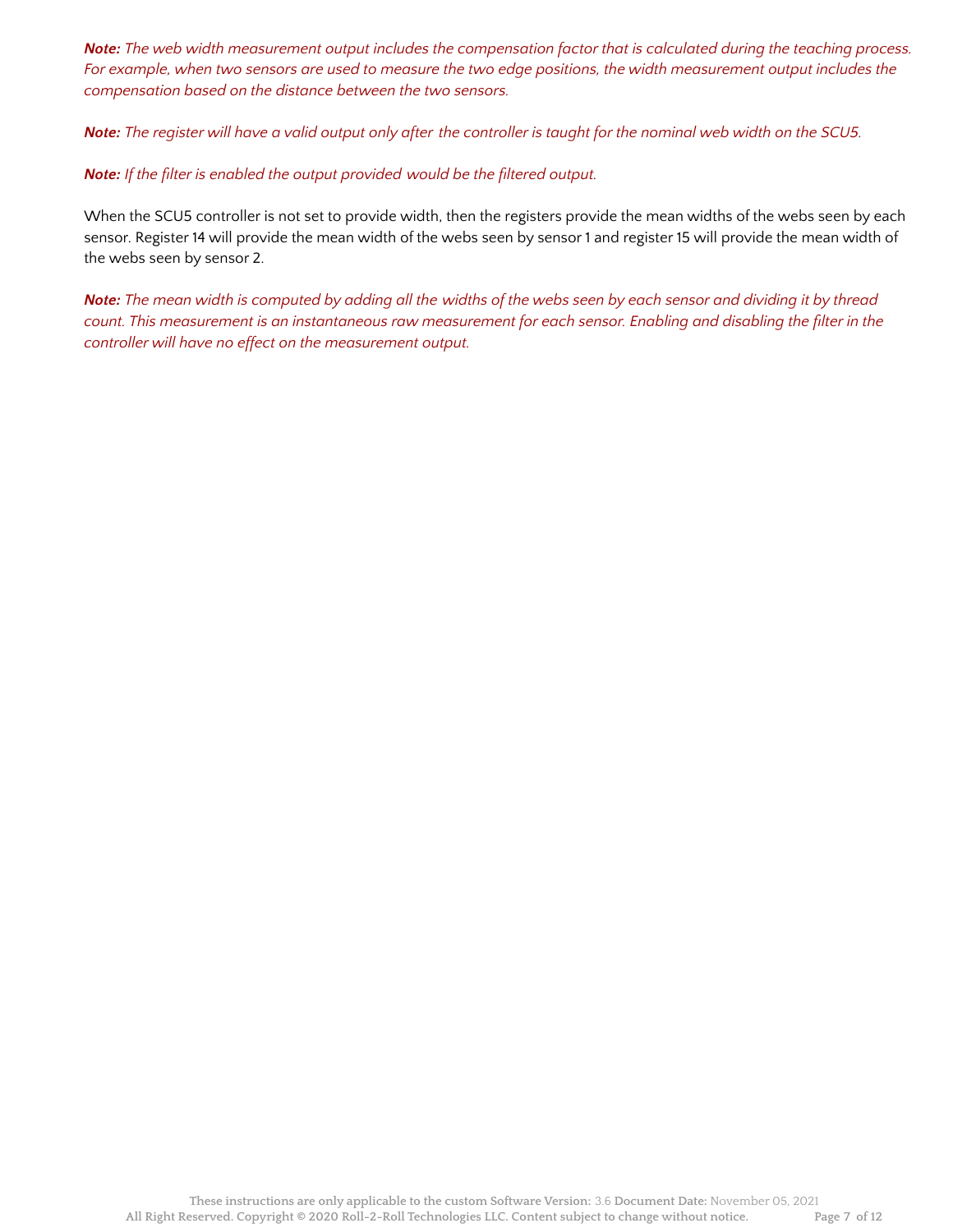***Note:*** *The web width measurement output includes the compensation factor that is calculated during the teaching process. For example, when two sensors are used to measure the two edge positions, the width measurement output includes the compensation based on the distance between the two sensors.*

***Note:*** *The register will have a valid output only after the controller is taught for the nominal web width on the SCU5.*

***Note:*** *If the filter is enabled the output provided would be the filtered output.*

When the SCU5 controller is not set to provide width, then the registers provide the mean widths of the webs seen by each sensor. Register 14 will provide the mean width of the webs seen by sensor 1 and register 15 will provide the mean width of the webs seen by sensor 2.

***Note:*** *The mean width is computed by adding all the widths of the webs seen by each sensor and dividing it by thread count. This measurement is an instantaneous raw measurement for each sensor. Enabling and disabling the filter in the controller will have no effect on the measurement output.*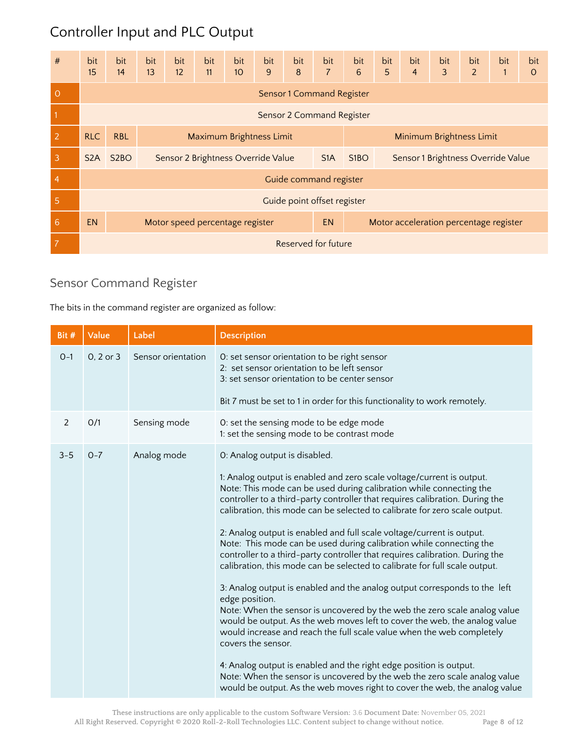## Controller Input and PLC Output

| # | bit 15 | bit 14 | bit 13 | bit 12 | bit 11 | bit 10 | bit 9 | bit 8 | bit 7 | bit 6 | bit 5 | bit 4 | bit 3 | bit 2 | bit 1 | bit 0 |
|---|---|---|---|---|---|---|---|---|---|---|---|---|---|---|---|---|
| 0 | Sensor 1 Command Register | | | | | | | | | | | | | | | |
| 1 | Sensor 2 Command Register | | | | | | | | | | | | | | | |
| 2 | RLC | RBL | Maximum Brightness Limit | | | | | | | Minimum Brightness Limit | | | | | | |
| 3 | S2A | S2BO | Sensor 2 Brightness Override Value | | | | | | S1A | S1BO | Sensor 1 Brightness Override Value | | | | | |
| 4 | Guide command register | | | | | | | | | | | | | | | |
| 5 | Guide point offset register | | | | | | | | | | | | | | | |
| 6 | EN | Motor speed percentage register | | | | | | | EN | Motor acceleration percentage register | | | | | | |
| 7 | Reserved for future | | | | | | | | | | | | | | | |

### Sensor Command Register

The bits in the command register are organized as follow:

| Bit # | Value | Label | Description |
|---|---|---|---|
| 0-1 | 0, 2 or 3 | Sensor orientation | 0: set sensor orientation to be right sensor<br>2: set sensor orientation to be left sensor<br>3: set sensor orientation to be center sensor<br><br>Bit 7 must be set to 1 in order for this functionality to work remotely. |
| 2 | 0/1 | Sensing mode | 0: set the sensing mode to be edge mode<br>1: set the sensing mode to be contrast mode |
| 3-5 | 0-7 | Analog mode | 0: Analog output is disabled.<br><br>1: Analog output is enabled and zero scale voltage/current is output.<br>Note: This mode can be used during calibration while connecting the controller to a third-party controller that requires calibration. During the calibration, this mode can be selected to calibrate for zero scale output.<br><br>2: Analog output is enabled and full scale voltage/current is output.<br>Note: This mode can be used during calibration while connecting the controller to a third-party controller that requires calibration. During the calibration, this mode can be selected to calibrate for full scale output.<br><br>3: Analog output is enabled and the analog output corresponds to the left edge position.<br>Note: When the sensor is uncovered by the web the zero scale analog value would be output. As the web moves left to cover the web, the analog value would increase and reach the full scale value when the web completely covers the sensor.<br><br>4: Analog output is enabled and the right edge position is output.<br>Note: When the sensor is uncovered by the web the zero scale analog value would be output. As the web moves right to cover the web, the analog value |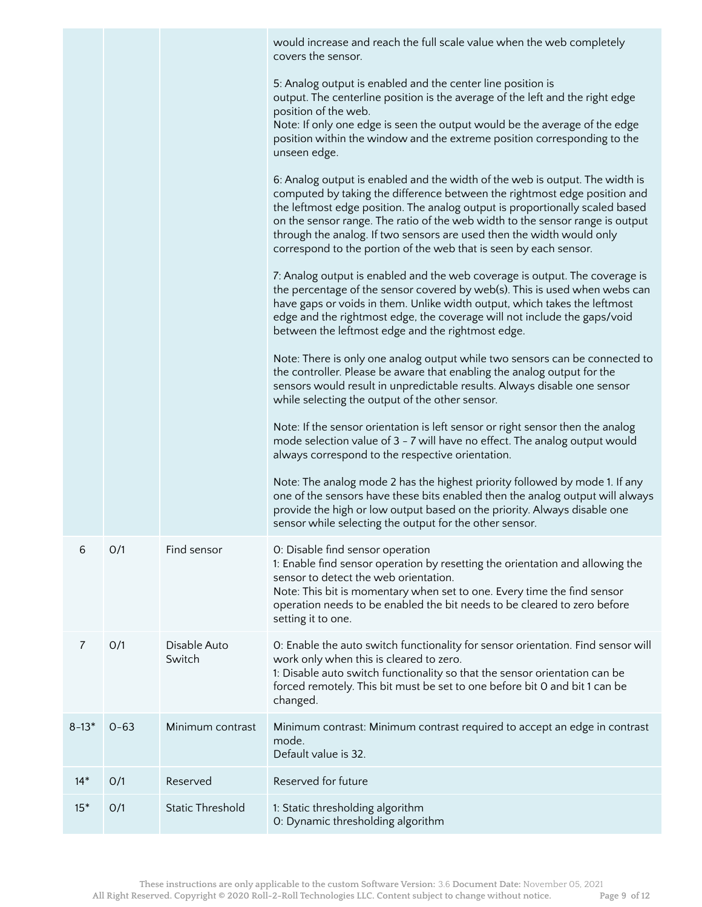| | | | |
|---|---|---|---|
| | | | would increase and reach the full scale value when the web completely covers the sensor.<br><br>5: Analog output is enabled and the center line position is output. The centerline position is the average of the left and the right edge position of the web.<br>Note: If only one edge is seen the output would be the average of the edge position within the window and the extreme position corresponding to the unseen edge.<br><br>6: Analog output is enabled and the width of the web is output. The width is computed by taking the difference between the rightmost edge position and the leftmost edge position. The analog output is proportionally scaled based on the sensor range. The ratio of the web width to the sensor range is output through the analog. If two sensors are used then the width would only correspond to the portion of the web that is seen by each sensor.<br><br>7: Analog output is enabled and the web coverage is output. The coverage is the percentage of the sensor covered by web(s). This is used when webs can have gaps or voids in them. Unlike width output, which takes the leftmost edge and the rightmost edge, the coverage will not include the gaps/void between the leftmost edge and the rightmost edge.<br><br>Note: There is only one analog output while two sensors can be connected to the controller. Please be aware that enabling the analog output for the sensors would result in unpredictable results. Always disable one sensor while selecting the output of the other sensor.<br><br>Note: If the sensor orientation is left sensor or right sensor then the analog mode selection value of 3 - 7 will have no effect. The analog output would always correspond to the respective orientation.<br><br>Note: The analog mode 2 has the highest priority followed by mode 1. If any one of the sensors have these bits enabled then the analog output will always provide the high or low output based on the priority. Always disable one sensor while selecting the output for the other sensor. |
| 6 | 0/1 | Find sensor | 0: Disable find sensor operation<br>1: Enable find sensor operation by resetting the orientation and allowing the sensor to detect the web orientation.<br>Note: This bit is momentary when set to one. Every time the find sensor operation needs to be enabled the bit needs to be cleared to zero before setting it to one. |
| 7 | 0/1 | Disable Auto Switch | 0: Enable the auto switch functionality for sensor orientation. Find sensor will work only when this is cleared to zero.<br>1: Disable auto switch functionality so that the sensor orientation can be forced remotely. This bit must be set to one before bit 0 and bit 1 can be changed. |
| 8-13* | 0-63 | Minimum contrast | Minimum contrast: Minimum contrast required to accept an edge in contrast mode.<br>Default value is 32. |
| 14* | 0/1 | Reserved | Reserved for future |
| 15* | 0/1 | Static Threshold | 1: Static thresholding algorithm<br>0: Dynamic thresholding algorithm |

These instructions are only applicable to the custom Software Version: 3.6 Document Date: November 05, 2021
All Right Reserved. Copyright © 2020 Roll-2-Roll Technologies LLC. Content subject to change without notice.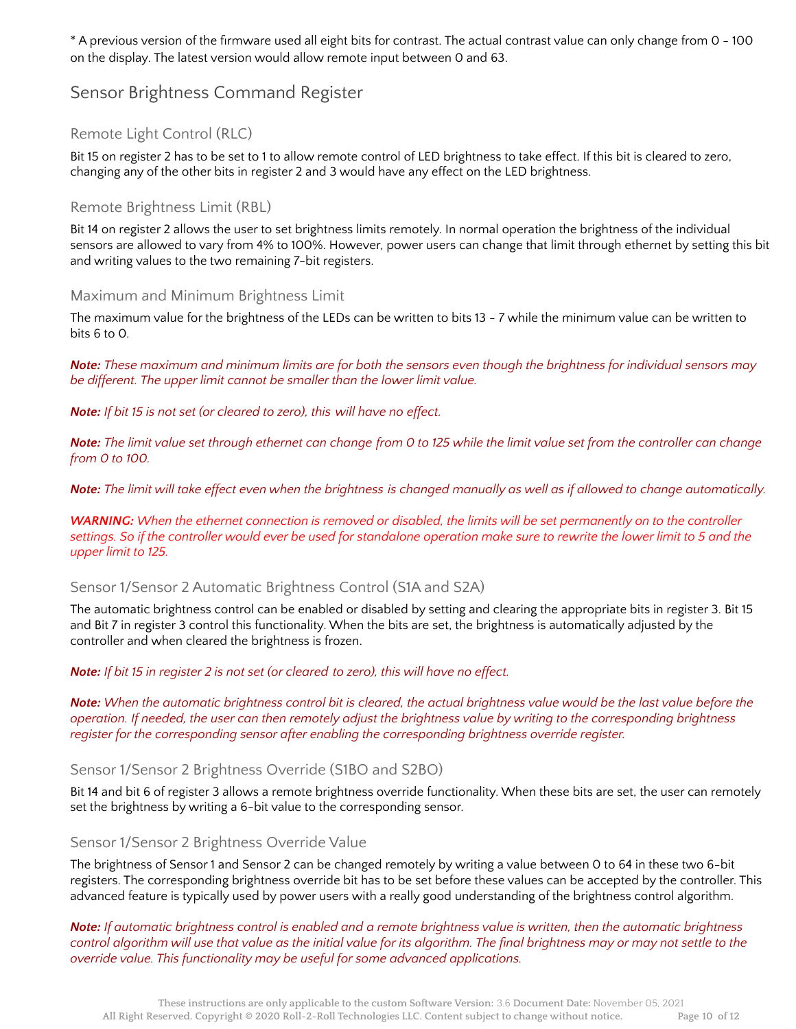\* A previous version of the firmware used all eight bits for contrast. The actual contrast value can only change from 0 - 100 on the display. The latest version would allow remote input between 0 and 63.

## Sensor Brightness Command Register

### Remote Light Control (RLC)

Bit 15 on register 2 has to be set to 1 to allow remote control of LED brightness to take effect. If this bit is cleared to zero, changing any of the other bits in register 2 and 3 would have any effect on the LED brightness.

### Remote Brightness Limit (RBL)

Bit 14 on register 2 allows the user to set brightness limits remotely. In normal operation the brightness of the individual sensors are allowed to vary from 4% to 100%. However, power users can change that limit through ethernet by setting this bit and writing values to the two remaining 7-bit registers.

### Maximum and Minimum Brightness Limit

The maximum value for the brightness of the LEDs can be written to bits 13 - 7 while the minimum value can be written to bits 6 to 0.

***Note:*** *These maximum and minimum limits are for both the sensors even though the brightness for individual sensors may be different. The upper limit cannot be smaller than the lower limit value.*

***Note:*** *If bit 15 is not set (or cleared to zero), this will have no effect.*

***Note:*** *The limit value set through ethernet can change from 0 to 125 while the limit value set from the controller can change from 0 to 100.*

***Note:*** *The limit will take effect even when the brightness is changed manually as well as if allowed to change automatically.*

***WARNING:*** *When the ethernet connection is removed or disabled, the limits will be set permanently on to the controller settings. So if the controller would ever be used for standalone operation make sure to rewrite the lower limit to 5 and the upper limit to 125.*

### Sensor 1/Sensor 2 Automatic Brightness Control (S1A and S2A)

The automatic brightness control can be enabled or disabled by setting and clearing the appropriate bits in register 3. Bit 15 and Bit 7 in register 3 control this functionality. When the bits are set, the brightness is automatically adjusted by the controller and when cleared the brightness is frozen.

***Note:*** *If bit 15 in register 2 is not set (or cleared to zero), this will have no effect.*

***Note:*** *When the automatic brightness control bit is cleared, the actual brightness value would be the last value before the operation. If needed, the user can then remotely adjust the brightness value by writing to the corresponding brightness register for the corresponding sensor after enabling the corresponding brightness override register.*

### Sensor 1/Sensor 2 Brightness Override (S1BO and S2BO)

Bit 14 and bit 6 of register 3 allows a remote brightness override functionality. When these bits are set, the user can remotely set the brightness by writing a 6-bit value to the corresponding sensor.

### Sensor 1/Sensor 2 Brightness Override Value

The brightness of Sensor 1 and Sensor 2 can be changed remotely by writing a value between 0 to 64 in these two 6-bit registers. The corresponding brightness override bit has to be set before these values can be accepted by the controller. This advanced feature is typically used by power users with a really good understanding of the brightness control algorithm.

***Note:*** *If automatic brightness control is enabled and a remote brightness value is written, then the automatic brightness control algorithm will use that value as the initial value for its algorithm. The final brightness may or may not settle to the override value. This functionality may be useful for some advanced applications.*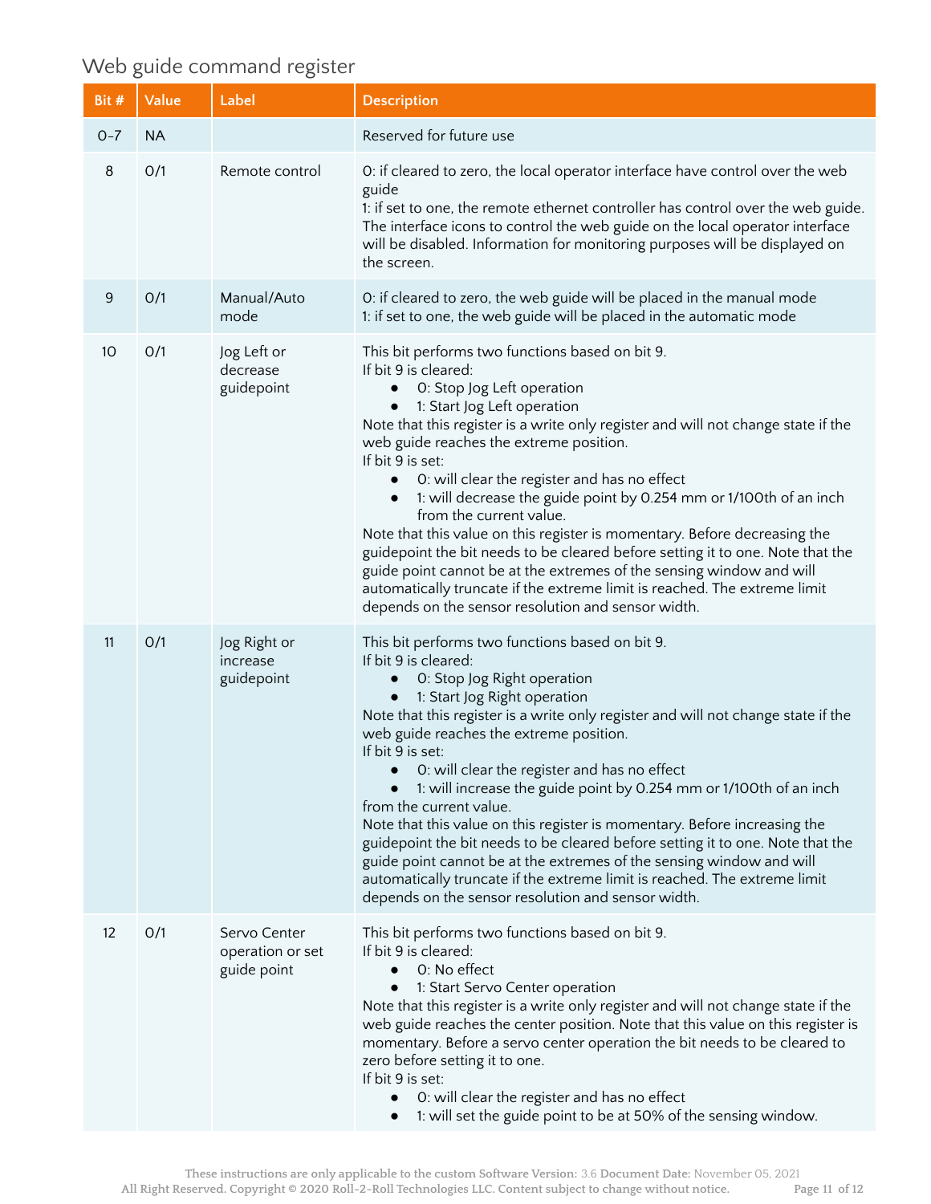## Web guide command register

| Bit # | Value | Label | Description |
|---|---|---|---|
| 0-7 | NA | | Reserved for future use |
| 8 | 0/1 | Remote control | 0: if cleared to zero, the local operator interface have control over the web guide<br>1: if set to one, the remote ethernet controller has control over the web guide. The interface icons to control the web guide on the local operator interface will be disabled. Information for monitoring purposes will be displayed on the screen. |
| 9 | 0/1 | Manual/Auto mode | 0: if cleared to zero, the web guide will be placed in the manual mode<br>1: if set to one, the web guide will be placed in the automatic mode |
| 10 | 0/1 | Jog Left or decrease guidepoint | This bit performs two functions based on bit 9.<br>If bit 9 is cleared:<br>● 0: Stop Jog Left operation<br>● 1: Start Jog Left operation<br>Note that this register is a write only register and will not change state if the web guide reaches the extreme position.<br>If bit 9 is set:<br>● 0: will clear the register and has no effect<br>● 1: will decrease the guide point by 0.254 mm or 1/100th of an inch from the current value.<br>Note that this value on this register is momentary. Before decreasing the guidepoint the bit needs to be cleared before setting it to one. Note that the guide point cannot be at the extremes of the sensing window and will automatically truncate if the extreme limit is reached. The extreme limit depends on the sensor resolution and sensor width. |
| 11 | 0/1 | Jog Right or increase guidepoint | This bit performs two functions based on bit 9.<br>If bit 9 is cleared:<br>● 0: Stop Jog Right operation<br>● 1: Start Jog Right operation<br>Note that this register is a write only register and will not change state if the web guide reaches the extreme position.<br>If bit 9 is set:<br>● 0: will clear the register and has no effect<br>● 1: will increase the guide point by 0.254 mm or 1/100th of an inch from the current value.<br>Note that this value on this register is momentary. Before increasing the guidepoint the bit needs to be cleared before setting it to one. Note that the guide point cannot be at the extremes of the sensing window and will automatically truncate if the extreme limit is reached. The extreme limit depends on the sensor resolution and sensor width. |
| 12 | 0/1 | Servo Center operation or set guide point | This bit performs two functions based on bit 9.<br>If bit 9 is cleared:<br>● 0: No effect<br>● 1: Start Servo Center operation<br>Note that this register is a write only register and will not change state if the web guide reaches the center position. Note that this value on this register is momentary. Before a servo center operation the bit needs to be cleared to zero before setting it to one.<br>If bit 9 is set:<br>● 0: will clear the register and has no effect<br>● 1: will set the guide point to be at 50% of the sensing window. |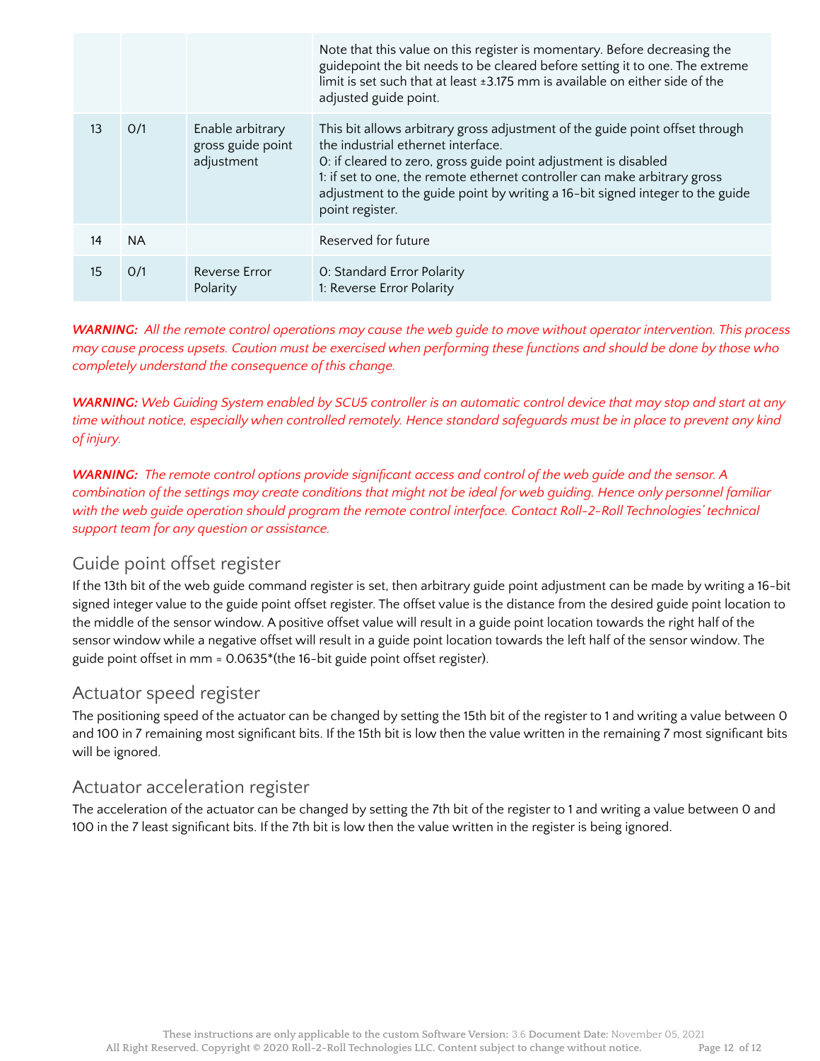| | | | |
|---|---|---|---|
| | | | Note that this value on this register is momentary. Before decreasing the guidepoint the bit needs to be cleared before setting it to one. The extreme limit is set such that at least ±3.175 mm is available on either side of the adjusted guide point. |
| 13 | 0/1 | Enable arbitrary gross guide point adjustment | This bit allows arbitrary gross adjustment of the guide point offset through the industrial ethernet interface.<br>0: if cleared to zero, gross guide point adjustment is disabled<br>1: if set to one, the remote ethernet controller can make arbitrary gross adjustment to the guide point by writing a 16-bit signed integer to the guide point register. |
| 14 | NA | | Reserved for future |
| 15 | 0/1 | Reverse Error Polarity | 0: Standard Error Polarity<br>1: Reverse Error Polarity |

***WARNING:*** *All the remote control operations may cause the web guide to move without operator intervention. This process may cause process upsets. Caution must be exercised when performing these functions and should be done by those who completely understand the consequence of this change.*

***WARNING:*** *Web Guiding System enabled by SCU5 controller is an automatic control device that may stop and start at any time without notice, especially when controlled remotely. Hence standard safeguards must be in place to prevent any kind of injury.*

***WARNING:*** *The remote control options provide significant access and control of the web guide and the sensor. A combination of the settings may create conditions that might not be ideal for web guiding. Hence only personnel familiar with the web guide operation should program the remote control interface. Contact Roll-2-Roll Technologies' technical support team for any question or assistance.*

## Guide point offset register

If the 13th bit of the web guide command register is set, then arbitrary guide point adjustment can be made by writing a 16-bit signed integer value to the guide point offset register. The offset value is the distance from the desired guide point location to the middle of the sensor window. A positive offset value will result in a guide point location towards the right half of the sensor window while a negative offset will result in a guide point location towards the left half of the sensor window. The guide point offset in mm = 0.0635*(the 16-bit guide point offset register).

## Actuator speed register

The positioning speed of the actuator can be changed by setting the 15th bit of the register to 1 and writing a value between 0 and 100 in 7 remaining most significant bits. If the 15th bit is low then the value written in the remaining 7 most significant bits will be ignored.

## Actuator acceleration register

The acceleration of the actuator can be changed by setting the 7th bit of the register to 1 and writing a value between 0 and 100 in the 7 least significant bits. If the 7th bit is low then the value written in the register is being ignored.